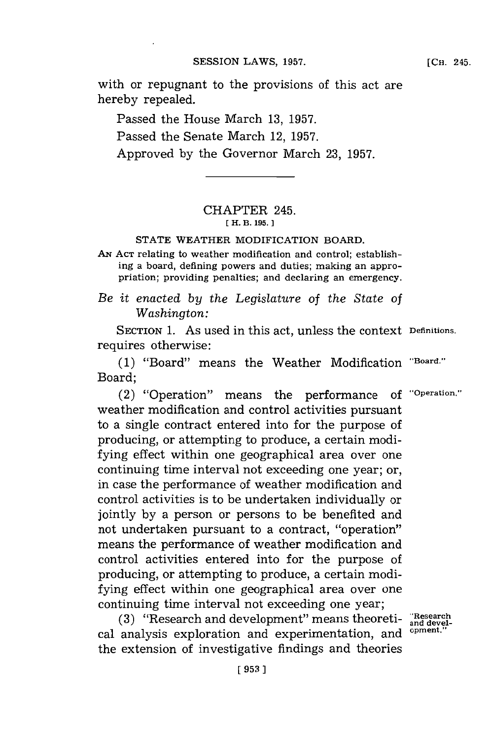with or repugnant to the provisions of this act are hereby repealed.

Passed the House March 13, 1957.

Passed the Senate March 12, 1957.

Approved by the Governor March 23, 1957.

---

## CHAPTER 245.

[ H. B. 195. ]

### STATE WEATHER MODIFICATION BOARD.

AN ACT relating to weather modification and control; establishing a board, defining powers and duties; making an appropriation; providing penalties; and declaring an emergency.

*Be it enacted by the Legislature of the State of Washington:*

SECTION 1. As used in this act, unless the context requires otherwise: Definitions.

(1) "Board" means the Weather Modification Board; "Board."

(2) "Operation" means the performance of weather modification and control activities pursuant to a single contract entered into for the purpose of producing, or attempting to produce, a certain modifying effect within one geographical area over one continuing time interval not exceeding one year; or, in case the performance of weather modification and control activities is to be undertaken individually or jointly by a person or persons to be benefited and not undertaken pursuant to a contract, "operation" means the performance of weather modification and control activities entered into for the purpose of producing, or attempting to produce, a certain modifying effect within one geographical area over one continuing time interval not exceeding one year; "Operation."

(3) "Research and development" means theoretical analysis exploration and experimentation, and the extension of investigative findings and theories "Research and development."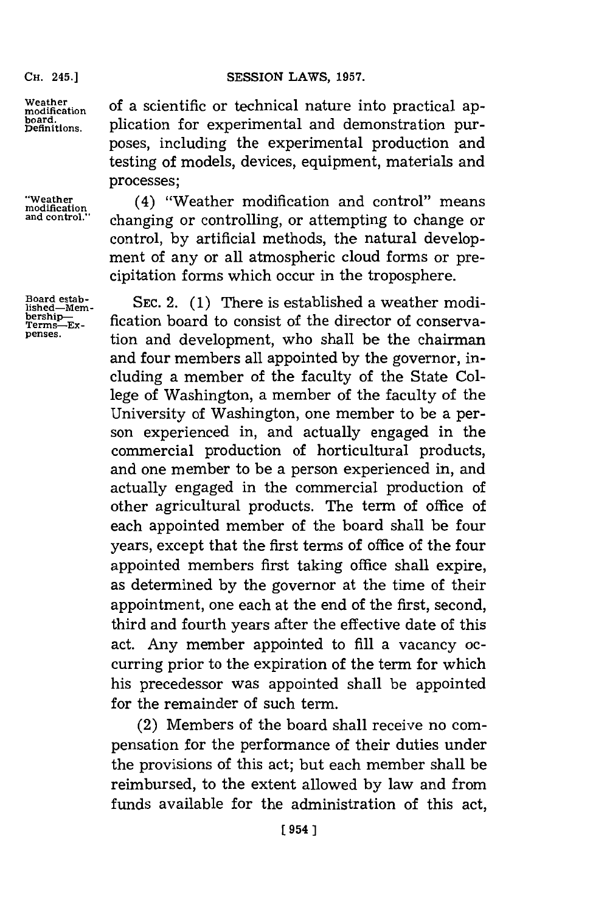of a scientific or technical nature into practical application for experimental and demonstration purposes, including the experimental production and testing of models, devices, equipment, materials and processes;

(4) "Weather modification and control" means changing or controlling, or attempting to change or control, by artificial methods, the natural development of any or all atmospheric cloud forms or precipitation forms which occur in the troposphere.

SEC. 2. (1) There is established a weather modification board to consist of the director of conservation and development, who shall be the chairman and four members all appointed by the governor, including a member of the faculty of the State College of Washington, a member of the faculty of the University of Washington, one member to be a person experienced in, and actually engaged in the commercial production of horticultural products, and one member to be a person experienced in, and actually engaged in the commercial production of other agricultural products. The term of office of each appointed member of the board shall be four years, except that the first terms of office of the four appointed members first taking office shall expire, as determined by the governor at the time of their appointment, one each at the end of the first, second, third and fourth years after the effective date of this act. Any member appointed to fill a vacancy occurring prior to the expiration of the term for which his precedessor was appointed shall be appointed for the remainder of such term.

(2) Members of the board shall receive no compensation for the performance of their duties under the provisions of this act; but each member shall be reimbursed, to the extent allowed by law and from funds available for the administration of this act,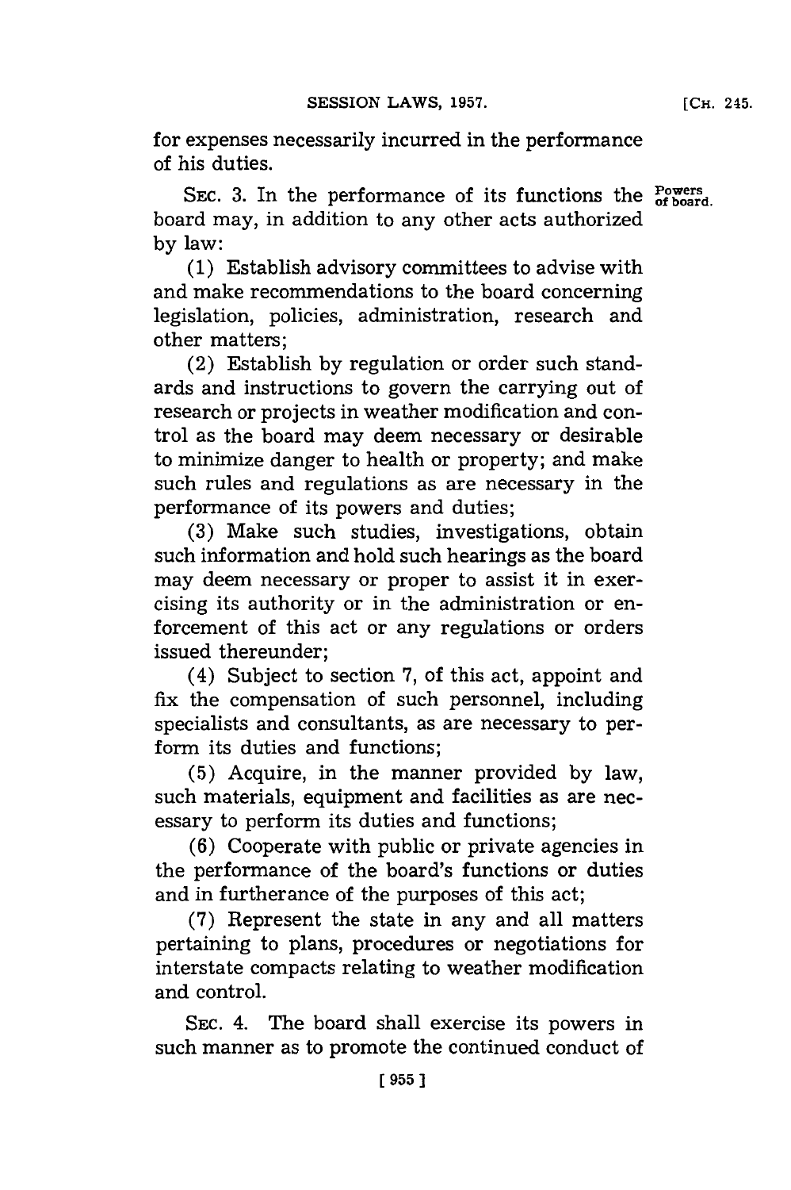for expenses necessarily incurred in the performance of his duties.

SEC. 3. In the performance of its functions the board may, in addition to any other acts authorized by law:

**Powers of board.**

(1) Establish advisory committees to advise with and make recommendations to the board concerning legislation, policies, administration, research and other matters;

(2) Establish by regulation or order such standards and instructions to govern the carrying out of research or projects in weather modification and control as the board may deem necessary or desirable to minimize danger to health or property; and make such rules and regulations as are necessary in the performance of its powers and duties;

(3) Make such studies, investigations, obtain such information and hold such hearings as the board may deem necessary or proper to assist it in exercising its authority or in the administration or enforcement of this act or any regulations or orders issued thereunder;

(4) Subject to section 7, of this act, appoint and fix the compensation of such personnel, including specialists and consultants, as are necessary to perform its duties and functions;

(5) Acquire, in the manner provided by law, such materials, equipment and facilities as are necessary to perform its duties and functions;

(6) Cooperate with public or private agencies in the performance of the board's functions or duties and in furtherance of the purposes of this act;

(7) Represent the state in any and all matters pertaining to plans, procedures or negotiations for interstate compacts relating to weather modification and control.

SEC. 4. The board shall exercise its powers in such manner as to promote the continued conduct of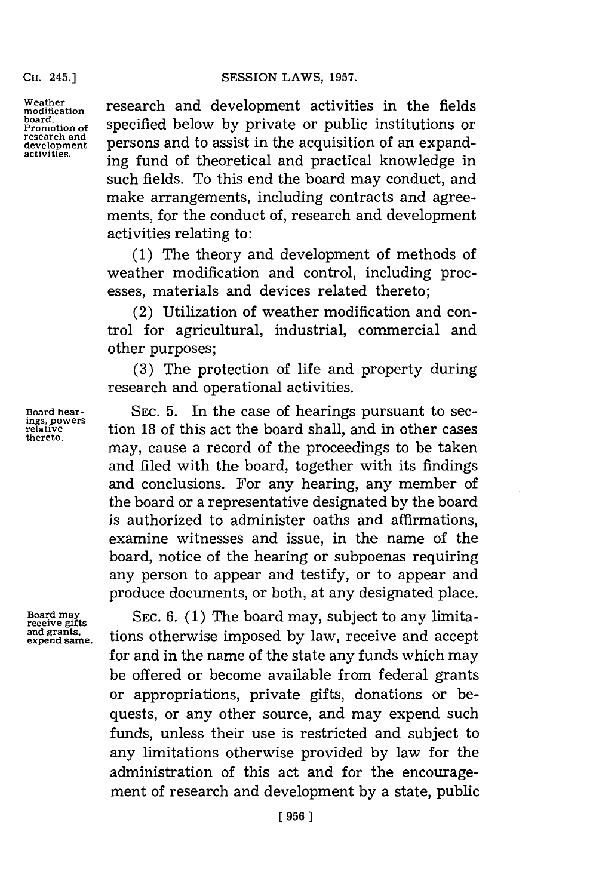Weather modification board. Promotion of research and development activities.

research and development activities in the fields specified below by private or public institutions or persons and to assist in the acquisition of an expanding fund of theoretical and practical knowledge in such fields. To this end the board may conduct, and make arrangements, including contracts and agreements, for the conduct of, research and development activities relating to:

(1) The theory and development of methods of weather modification and control, including processes, materials and devices related thereto;

(2) Utilization of weather modification and control for agricultural, industrial, commercial and other purposes;

(3) The protection of life and property during research and operational activities.

Board hearings, powers relative thereto.

SEC. 5. In the case of hearings pursuant to section 18 of this act the board shall, and in other cases may, cause a record of the proceedings to be taken and filed with the board, together with its findings and conclusions. For any hearing, any member of the board or a representative designated by the board is authorized to administer oaths and affirmations, examine witnesses and issue, in the name of the board, notice of the hearing or subpoenas requiring any person to appear and testify, or to appear and produce documents, or both, at any designated place.

Board may receive gifts and grants, expend same.

SEC. 6. (1) The board may, subject to any limitations otherwise imposed by law, receive and accept for and in the name of the state any funds which may be offered or become available from federal grants or appropriations, private gifts, donations or bequests, or any other source, and may expend such funds, unless their use is restricted and subject to any limitations otherwise provided by law for the administration of this act and for the encouragement of research and development by a state, public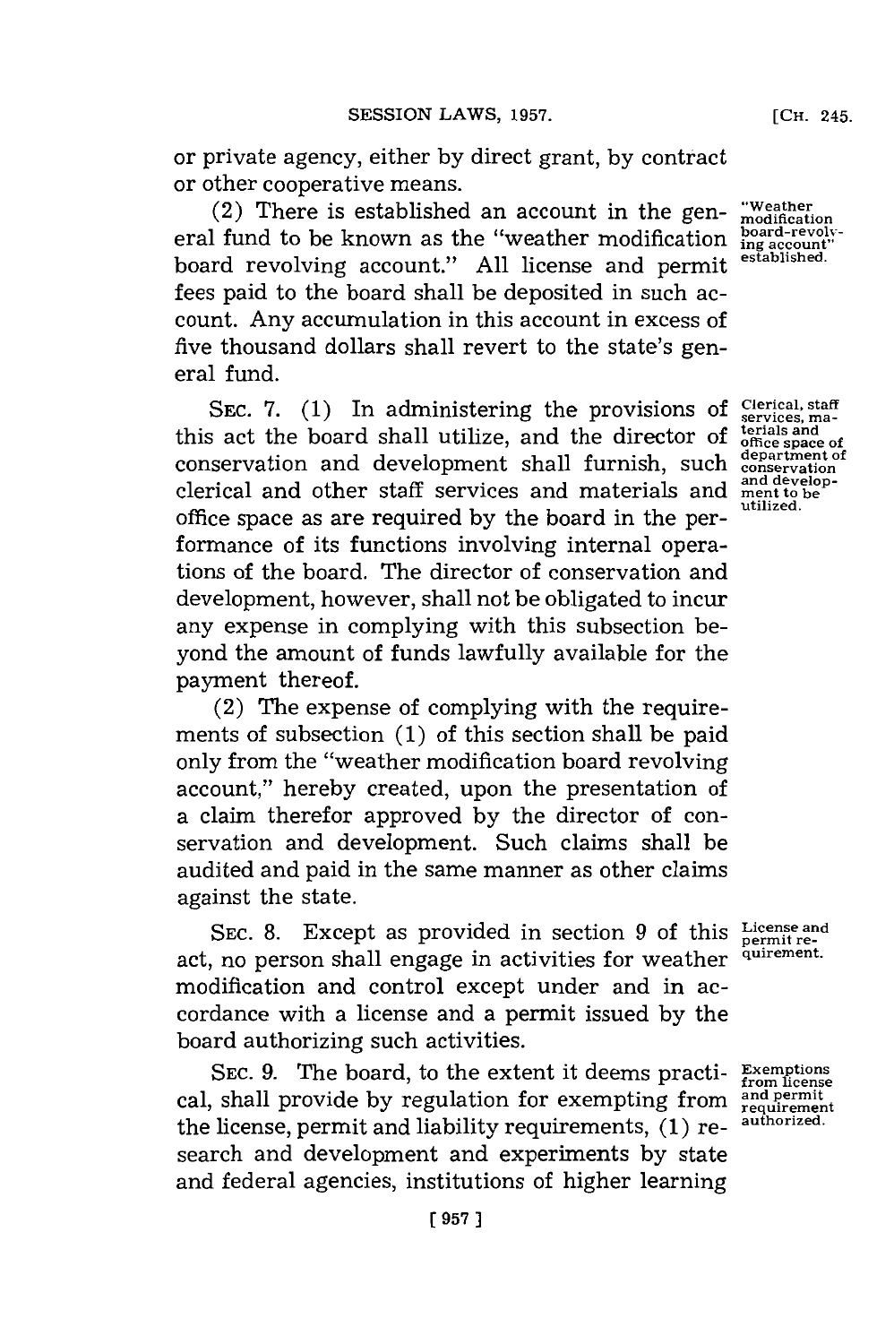or private agency, either by direct grant, by contract or other cooperative means.

(2) There is established an account in the general fund to be known as the "weather modification board revolving account." All license and permit fees paid to the board shall be deposited in such account. Any accumulation in this account in excess of five thousand dollars shall revert to the state's general fund.

"Weather modification board-revolving account" established.

SEC. 7. (1) In administering the provisions of this act the board shall utilize, and the director of conservation and development shall furnish, such clerical and other staff services and materials and office space as are required by the board in the performance of its functions involving internal operations of the board. The director of conservation and development, however, shall not be obligated to incur any expense in complying with this subsection beyond the amount of funds lawfully available for the payment thereof.

Clerical, staff services, materials and office space of department of conservation and development to be utilized.

(2) The expense of complying with the requirements of subsection (1) of this section shall be paid only from the "weather modification board revolving account," hereby created, upon the presentation of a claim therefor approved by the director of conservation and development. Such claims shall be audited and paid in the same manner as other claims against the state.

SEC. 8. Except as provided in section 9 of this act, no person shall engage in activities for weather modification and control except under and in accordance with a license and a permit issued by the board authorizing such activities.

License and permit requirement.

SEC. 9. The board, to the extent it deems practical, shall provide by regulation for exempting from the license, permit and liability requirements, (1) research and development and experiments by state and federal agencies, institutions of higher learning

Exemptions from license and permit requirement authorized.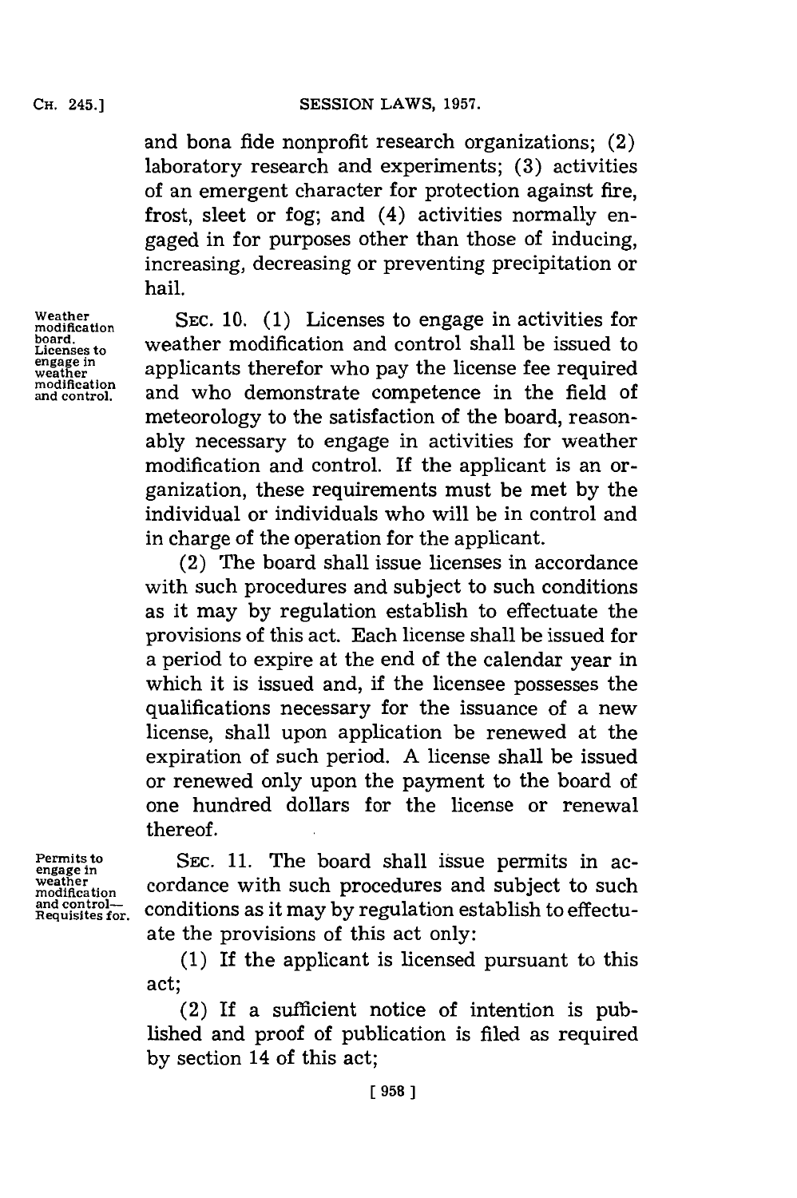and bona fide nonprofit research organizations; (2) laboratory research and experiments; (3) activities of an emergent character for protection against fire, frost, sleet or fog; and (4) activities normally engaged in for purposes other than those of inducing, increasing, decreasing or preventing precipitation or hail.

Weather modification board. Licenses to engage in weather modification and control.

SEC. 10. (1) Licenses to engage in activities for weather modification and control shall be issued to applicants therefor who pay the license fee required and who demonstrate competence in the field of meteorology to the satisfaction of the board, reasonably necessary to engage in activities for weather modification and control. If the applicant is an organization, these requirements must be met by the individual or individuals who will be in control and in charge of the operation for the applicant.

(2) The board shall issue licenses in accordance with such procedures and subject to such conditions as it may by regulation establish to effectuate the provisions of this act. Each license shall be issued for a period to expire at the end of the calendar year in which it is issued and, if the licensee possesses the qualifications necessary for the issuance of a new license, shall upon application be renewed at the expiration of such period. A license shall be issued or renewed only upon the payment to the board of one hundred dollars for the license or renewal thereof.

Permits to engage in weather modification and control—Requisites for.

SEC. 11. The board shall issue permits in accordance with such procedures and subject to such conditions as it may by regulation establish to effectuate the provisions of this act only:

(1) If the applicant is licensed pursuant to this act;

(2) If a sufficient notice of intention is published and proof of publication is filed as required by section 14 of this act;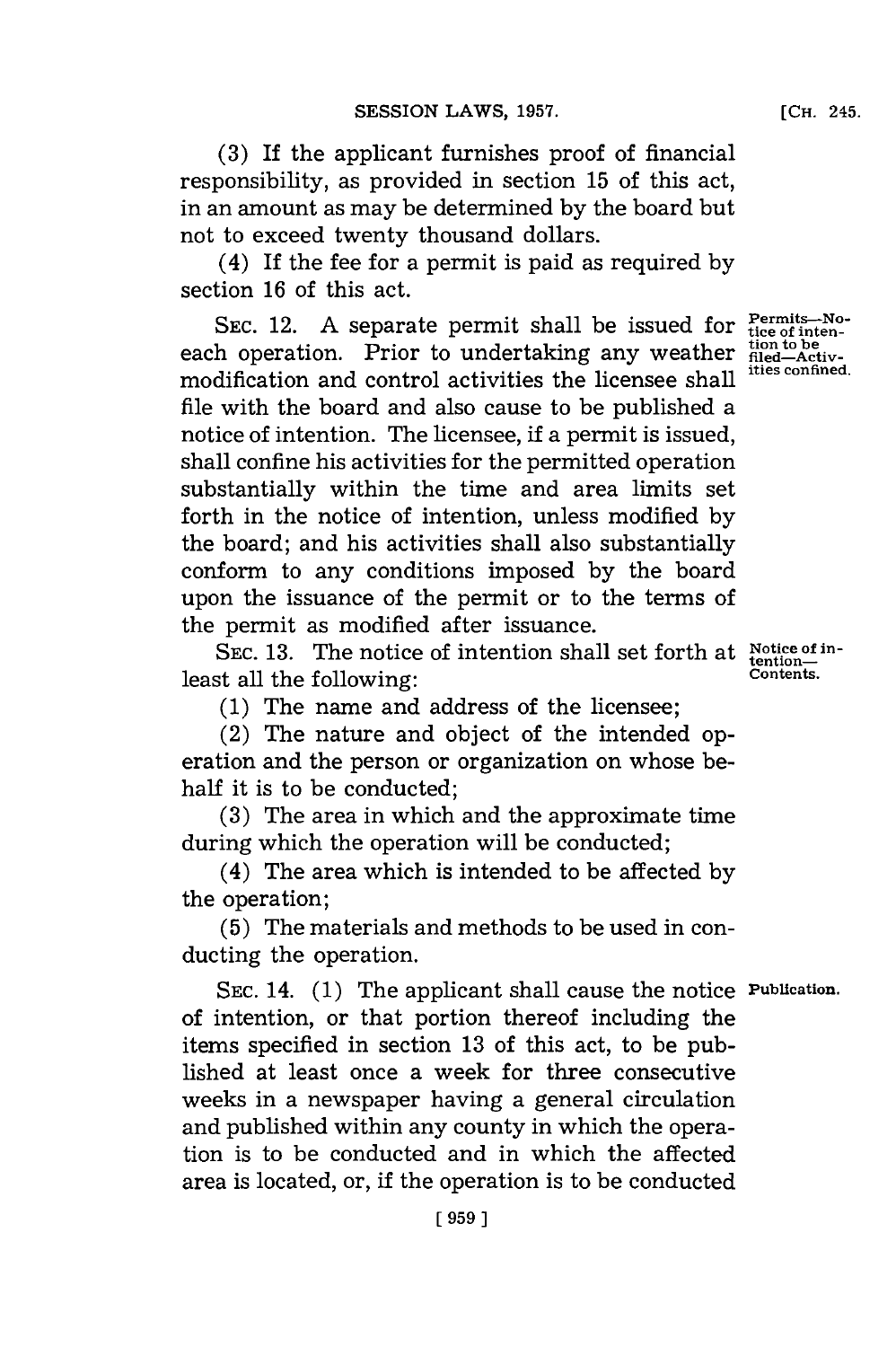(3) If the applicant furnishes proof of financial responsibility, as provided in section 15 of this act, in an amount as may be determined by the board but not to exceed twenty thousand dollars.

(4) If the fee for a permit is paid as required by section 16 of this act.

SEC. 12. A separate permit shall be issued for each operation. Prior to undertaking any weather modification and control activities the licensee shall file with the board and also cause to be published a notice of intention. The licensee, if a permit is issued, shall confine his activities for the permitted operation substantially within the time and area limits set forth in the notice of intention, unless modified by the board; and his activities shall also substantially conform to any conditions imposed by the board upon the issuance of the permit or to the terms of the permit as modified after issuance.

*Permits—Notice of intention to be filed—Activities confined.*

SEC. 13. The notice of intention shall set forth at least all the following:

*Notice of intention—Contents.*

(1) The name and address of the licensee;

(2) The nature and object of the intended operation and the person or organization on whose behalf it is to be conducted;

(3) The area in which and the approximate time during which the operation will be conducted;

(4) The area which is intended to be affected by the operation;

(5) The materials and methods to be used in conducting the operation.

SEC. 14. (1) The applicant shall cause the notice of intention, or that portion thereof including the items specified in section 13 of this act, to be published at least once a week for three consecutive weeks in a newspaper having a general circulation and published within any county in which the operation is to be conducted and in which the affected area is located, or, if the operation is to be conducted

*Publication.*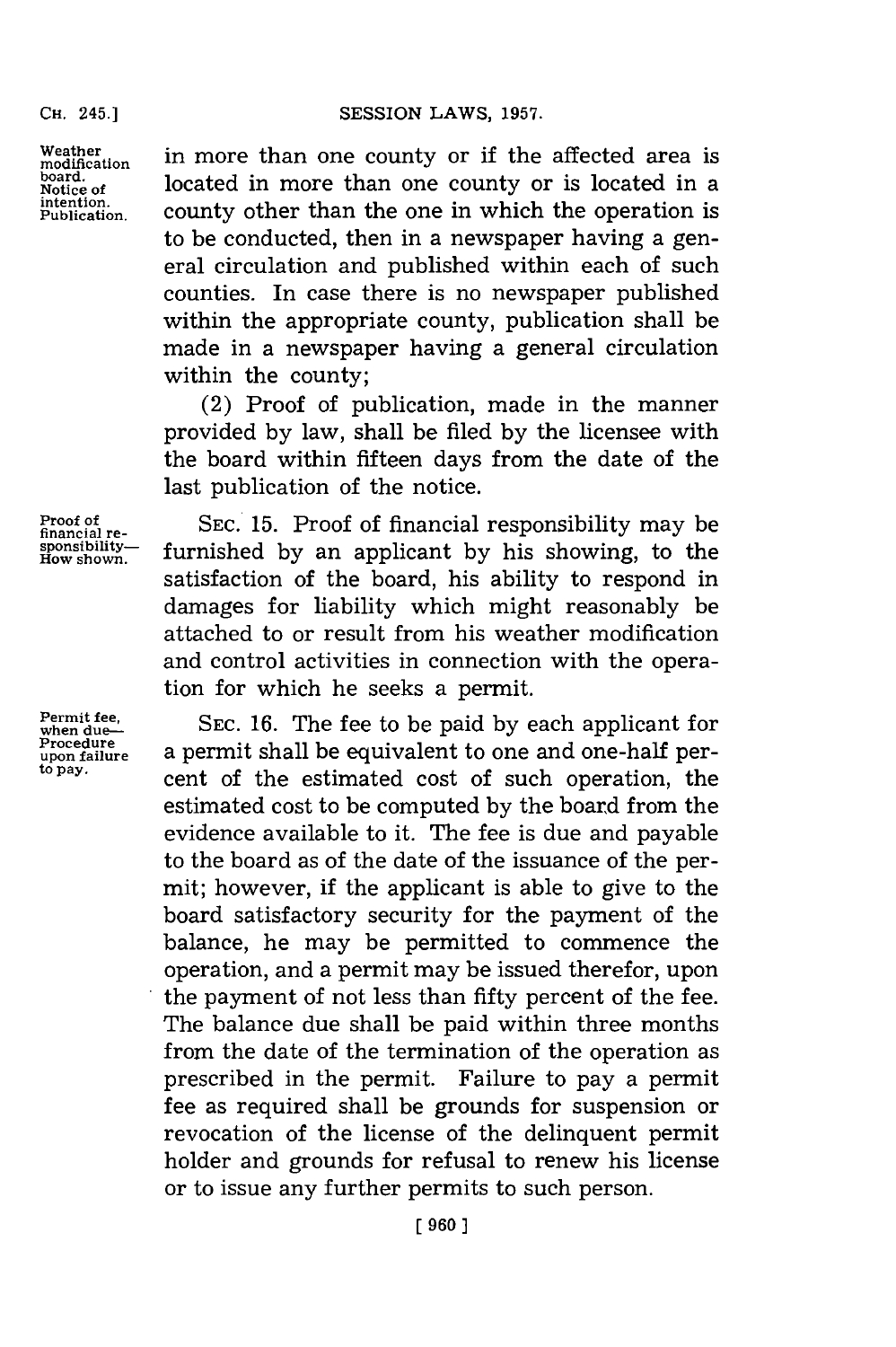in more than one county or if the affected area is located in more than one county or is located in a county other than the one in which the operation is to be conducted, then in a newspaper having a general circulation and published within each of such counties. In case there is no newspaper published within the appropriate county, publication shall be made in a newspaper having a general circulation within the county;

(2) Proof of publication, made in the manner provided by law, shall be filed by the licensee with the board within fifteen days from the date of the last publication of the notice.

SEC. 15. Proof of financial responsibility may be furnished by an applicant by his showing, to the satisfaction of the board, his ability to respond in damages for liability which might reasonably be attached to or result from his weather modification and control activities in connection with the operation for which he seeks a permit.

SEC. 16. The fee to be paid by each applicant for a permit shall be equivalent to one and one-half percent of the estimated cost of such operation, the estimated cost to be computed by the board from the evidence available to it. The fee is due and payable to the board as of the date of the issuance of the permit; however, if the applicant is able to give to the board satisfactory security for the payment of the balance, he may be permitted to commence the operation, and a permit may be issued therefor, upon the payment of not less than fifty percent of the fee. The balance due shall be paid within three months from the date of the termination of the operation as prescribed in the permit. Failure to pay a permit fee as required shall be grounds for suspension or revocation of the license of the delinquent permit holder and grounds for refusal to renew his license or to issue any further permits to such person.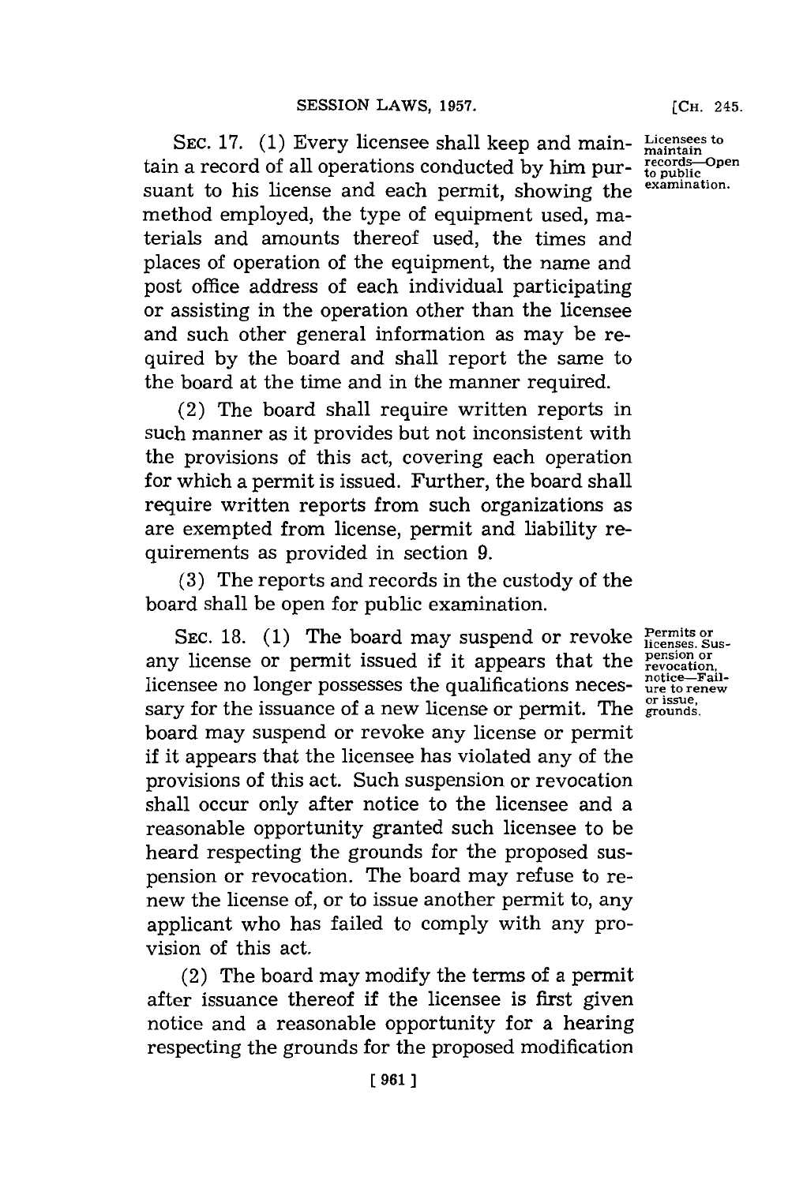SEC. 17. (1) Every licensee shall keep and maintain a record of all operations conducted by him pursuant to his license and each permit, showing the method employed, the type of equipment used, materials and amounts thereof used, the times and places of operation of the equipment, the name and post office address of each individual participating or assisting in the operation other than the licensee and such other general information as may be required by the board and shall report the same to the board at the time and in the manner required.

Licensees to maintain records—Open to public examination.

(2) The board shall require written reports in such manner as it provides but not inconsistent with the provisions of this act, covering each operation for which a permit is issued. Further, the board shall require written reports from such organizations as are exempted from license, permit and liability requirements as provided in section 9.

(3) The reports and records in the custody of the board shall be open for public examination.

SEC. 18. (1) The board may suspend or revoke any license or permit issued if it appears that the licensee no longer possesses the qualifications necessary for the issuance of a new license or permit. The board may suspend or revoke any license or permit if it appears that the licensee has violated any of the provisions of this act. Such suspension or revocation shall occur only after notice to the licensee and a reasonable opportunity granted such licensee to be heard respecting the grounds for the proposed suspension or revocation. The board may refuse to renew the license of, or to issue another permit to, any applicant who has failed to comply with any provision of this act.

Permits or licenses. Suspension or revocation, notice—Failure to renew or issue, grounds.

(2) The board may modify the terms of a permit after issuance thereof if the licensee is first given notice and a reasonable opportunity for a hearing respecting the grounds for the proposed modification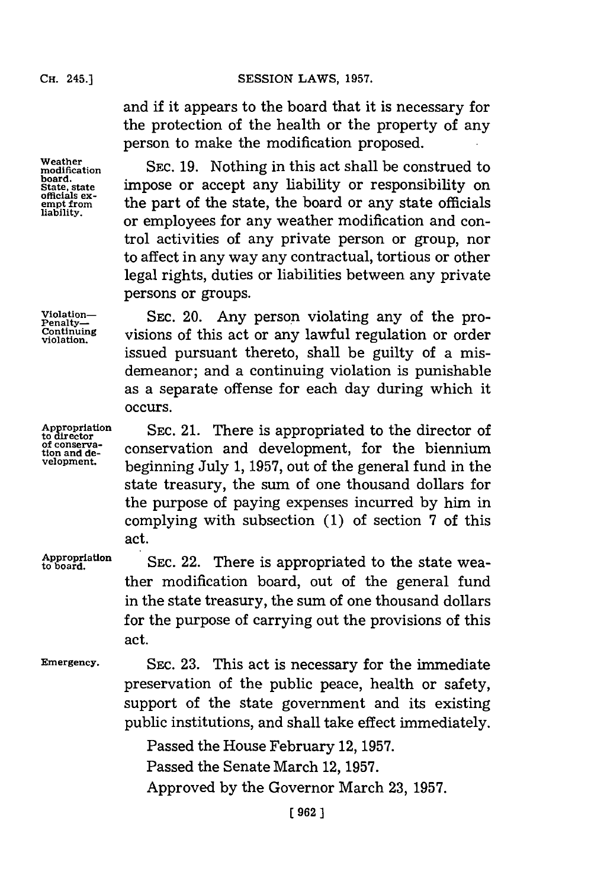and if it appears to the board that it is necessary for the protection of the health or the property of any person to make the modification proposed.

Weather modification board. State, state officials exempt from liability.

SEC. 19. Nothing in this act shall be construed to impose or accept any liability or responsibility on the part of the state, the board or any state officials or employees for any weather modification and control activities of any private person or group, nor to affect in any way any contractual, tortious or other legal rights, duties or liabilities between any private persons or groups.

Violation—Penalty—Continuing violation.

SEC. 20. Any person violating any of the provisions of this act or any lawful regulation or order issued pursuant thereto, shall be guilty of a misdemeanor; and a continuing violation is punishable as a separate offense for each day during which it occurs.

Appropriation to director of conservation and development.

SEC. 21. There is appropriated to the director of conservation and development, for the biennium beginning July 1, 1957, out of the general fund in the state treasury, the sum of one thousand dollars for the purpose of paying expenses incurred by him in complying with subsection (1) of section 7 of this act.

Appropriation to board.

SEC. 22. There is appropriated to the state weather modification board, out of the general fund in the state treasury, the sum of one thousand dollars for the purpose of carrying out the provisions of this act.

Emergency.

SEC. 23. This act is necessary for the immediate preservation of the public peace, health or safety, support of the state government and its existing public institutions, and shall take effect immediately.

Passed the House February 12, 1957.

Passed the Senate March 12, 1957.

Approved by the Governor March 23, 1957.